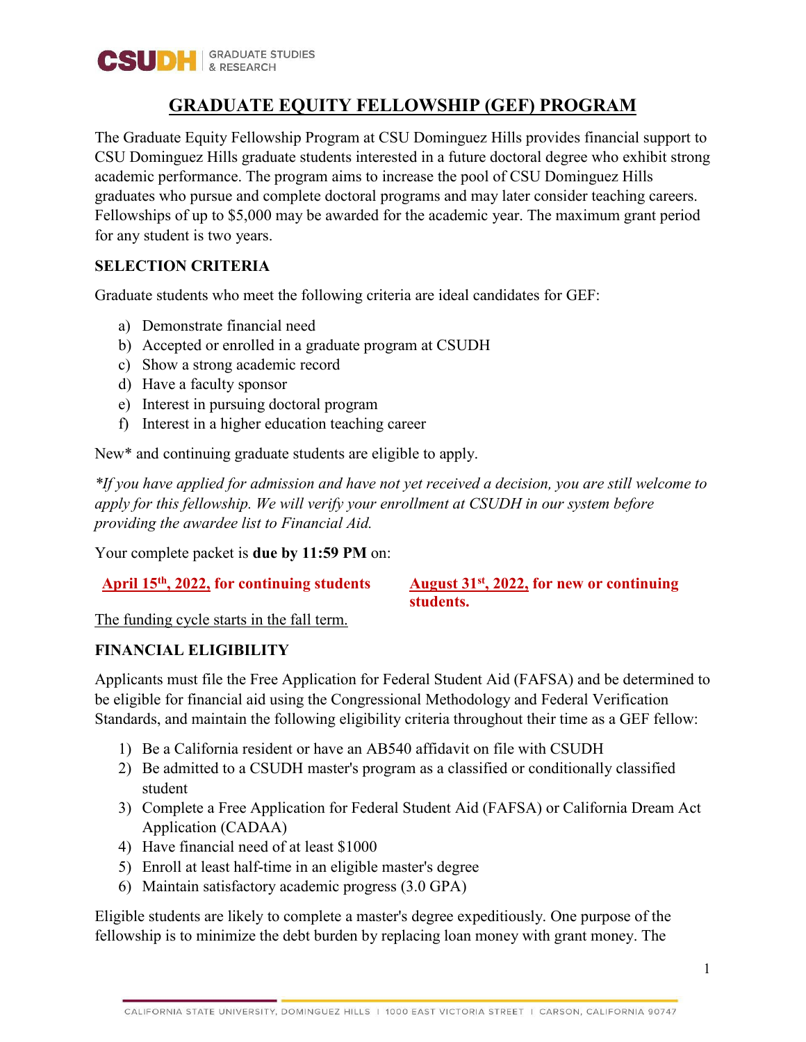# GRADUATE EQUITY FELLOWSHIP (GEF) PROGRAM

The Graduate Equity Fellowship Program at CSU Dominguez Hills provides financial support to CSU Dominguez Hills graduate students interested in a future doctoral degree who exhibit strong academic performance. The program aims to increase the pool of CSU Dominguez Hills graduates who pursue and complete doctoral programs and may later consider teaching careers. Fellowships of up to $5,000 may be awarded for the academic year. The maximum grant period for any student is two years.

## SELECTION CRITERIA

Graduate students who meet the following criteria are ideal candidates for GEF:

a) Demonstrate financial need
b) Accepted or enrolled in a graduate program at CSUDH
c) Show a strong academic record
d) Have a faculty sponsor
e) Interest in pursuing doctoral program
f) Interest in a higher education teaching career

New* and continuing graduate students are eligible to apply.

*\*If you have applied for admission and have not yet received a decision, you are still welcome to apply for this fellowship. We will verify your enrollment at CSUDH in our system before providing the awardee list to Financial Aid.*

Your complete packet is **due by 11:59 PM** on:

**April 15th, 2022, for continuing students**

**August 31st, 2022, for new or continuing students.**

The funding cycle starts in the fall term.

## FINANCIAL ELIGIBILITY

Applicants must file the Free Application for Federal Student Aid (FAFSA) and be determined to be eligible for financial aid using the Congressional Methodology and Federal Verification Standards, and maintain the following eligibility criteria throughout their time as a GEF fellow:

1) Be a California resident or have an AB540 affidavit on file with CSUDH
2) Be admitted to a CSUDH master's program as a classified or conditionally classified student
3) Complete a Free Application for Federal Student Aid (FAFSA) or California Dream Act Application (CADAA)
4) Have financial need of at least $1000
5) Enroll at least half-time in an eligible master's degree
6) Maintain satisfactory academic progress (3.0 GPA)

Eligible students are likely to complete a master's degree expeditiously. One purpose of the fellowship is to minimize the debt burden by replacing loan money with grant money. The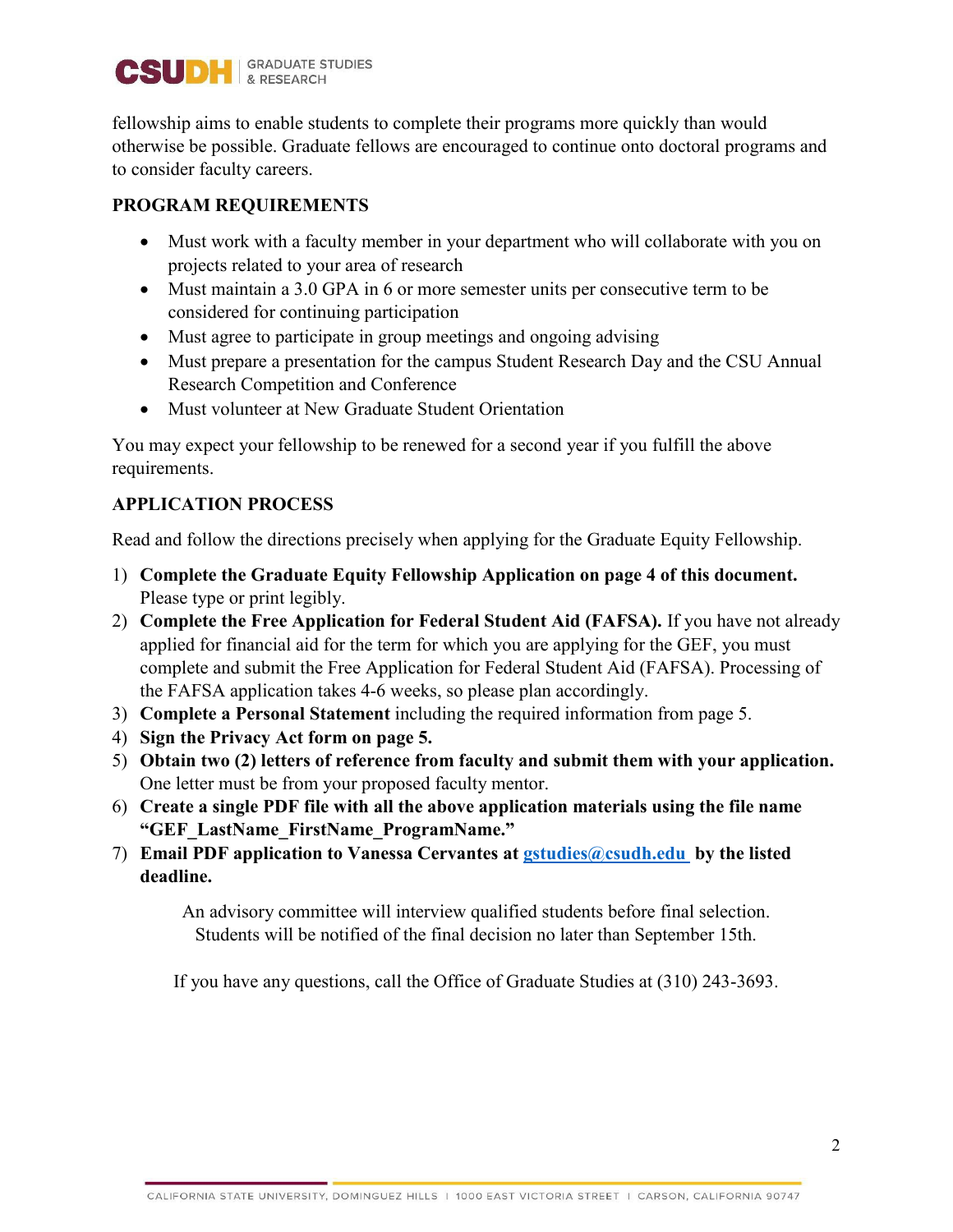fellowship aims to enable students to complete their programs more quickly than would otherwise be possible. Graduate fellows are encouraged to continue onto doctoral programs and to consider faculty careers.

## PROGRAM REQUIREMENTS

- Must work with a faculty member in your department who will collaborate with you on projects related to your area of research
- Must maintain a 3.0 GPA in 6 or more semester units per consecutive term to be considered for continuing participation
- Must agree to participate in group meetings and ongoing advising
- Must prepare a presentation for the campus Student Research Day and the CSU Annual Research Competition and Conference
- Must volunteer at New Graduate Student Orientation

You may expect your fellowship to be renewed for a second year if you fulfill the above requirements.

## APPLICATION PROCESS

Read and follow the directions precisely when applying for the Graduate Equity Fellowship.

1) **Complete the Graduate Equity Fellowship Application on page 4 of this document.** Please type or print legibly.
2) **Complete the Free Application for Federal Student Aid (FAFSA).** If you have not already applied for financial aid for the term for which you are applying for the GEF, you must complete and submit the Free Application for Federal Student Aid (FAFSA). Processing of the FAFSA application takes 4-6 weeks, so please plan accordingly.
3) **Complete a Personal Statement** including the required information from page 5.
4) **Sign the Privacy Act form on page 5.**
5) **Obtain two (2) letters of reference from faculty and submit them with your application.** One letter must be from your proposed faculty mentor.
6) **Create a single PDF file with all the above application materials using the file name "GEF_LastName_FirstName_ProgramName."**
7) **Email PDF application to Vanessa Cervantes at gstudies@csudh.edu by the listed deadline.**

An advisory committee will interview qualified students before final selection. Students will be notified of the final decision no later than September 15th.

If you have any questions, call the Office of Graduate Studies at (310) 243-3693.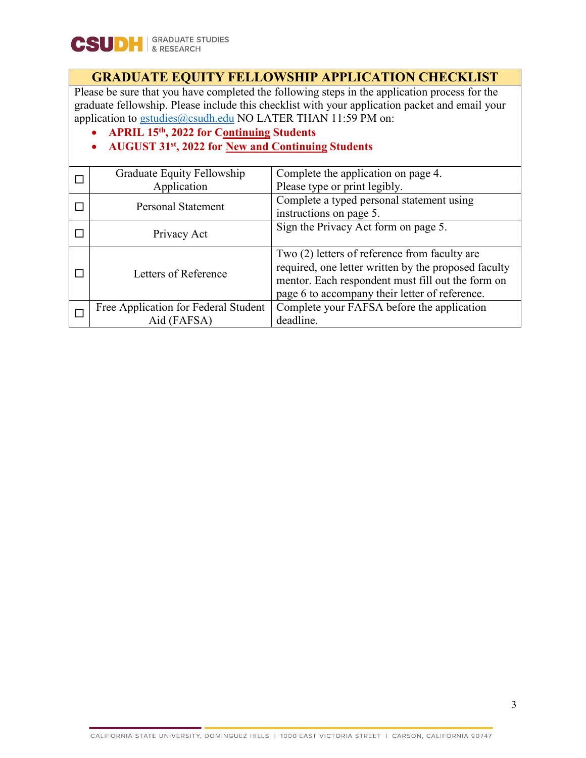## GRADUATE EQUITY FELLOWSHIP APPLICATION CHECKLIST

Please be sure that you have completed the following steps in the application process for the graduate fellowship. Please include this checklist with your application packet and email your application to gstudies@csudh.edu NO LATER THAN 11:59 PM on:

- **APRIL 15th, 2022 for Continuing Students**
- **AUGUST 31st, 2022 for New and Continuing Students**

| | Item | Instructions |
|---|---|---|
| ☐ | Graduate Equity Fellowship Application | Complete the application on page 4. Please type or print legibly. |
| ☐ | Personal Statement | Complete a typed personal statement using instructions on page 5. |
| ☐ | Privacy Act | Sign the Privacy Act form on page 5. |
| ☐ | Letters of Reference | Two (2) letters of reference from faculty are required, one letter written by the proposed faculty mentor. Each respondent must fill out the form on page 6 to accompany their letter of reference. |
| ☐ | Free Application for Federal Student Aid (FAFSA) | Complete your FAFSA before the application deadline. |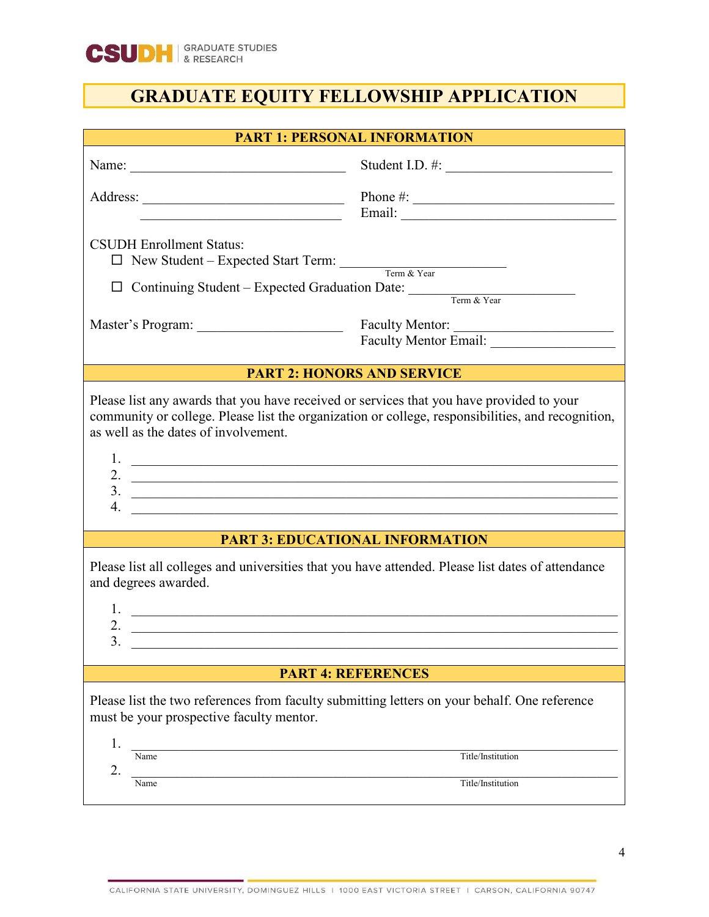# GRADUATE EQUITY FELLOWSHIP APPLICATION

## PART 1: PERSONAL INFORMATION

Name: ______________________________ Student I.D. #: _______________________

Address: ____________________________ Phone #: ____________________________

____________________________ Email: ______________________________

CSUDH Enrollment Status:

- ☐ New Student – Expected Start Term: ______________________ (Term & Year)
- ☐ Continuing Student – Expected Graduation Date: ______________________ (Term & Year)

Master's Program: ____________________ Faculty Mentor: ______________________

Faculty Mentor Email: _________________

## PART 2: HONORS AND SERVICE

Please list any awards that you have received or services that you have provided to your community or college. Please list the organization or college, responsibilities, and recognition, as well as the dates of involvement.

1. ______________________________________________________________________
2. ______________________________________________________________________
3. ______________________________________________________________________
4. ______________________________________________________________________

## PART 3: EDUCATIONAL INFORMATION

Please list all colleges and universities that you have attended. Please list dates of attendance and degrees awarded.

1. ______________________________________________________________________
2. ______________________________________________________________________
3. ______________________________________________________________________

## PART 4: REFERENCES

Please list the two references from faculty submitting letters on your behalf. One reference must be your prospective faculty mentor.

1. ______________________________________________________________________
   Name Title/Institution
2. ______________________________________________________________________
   Name Title/Institution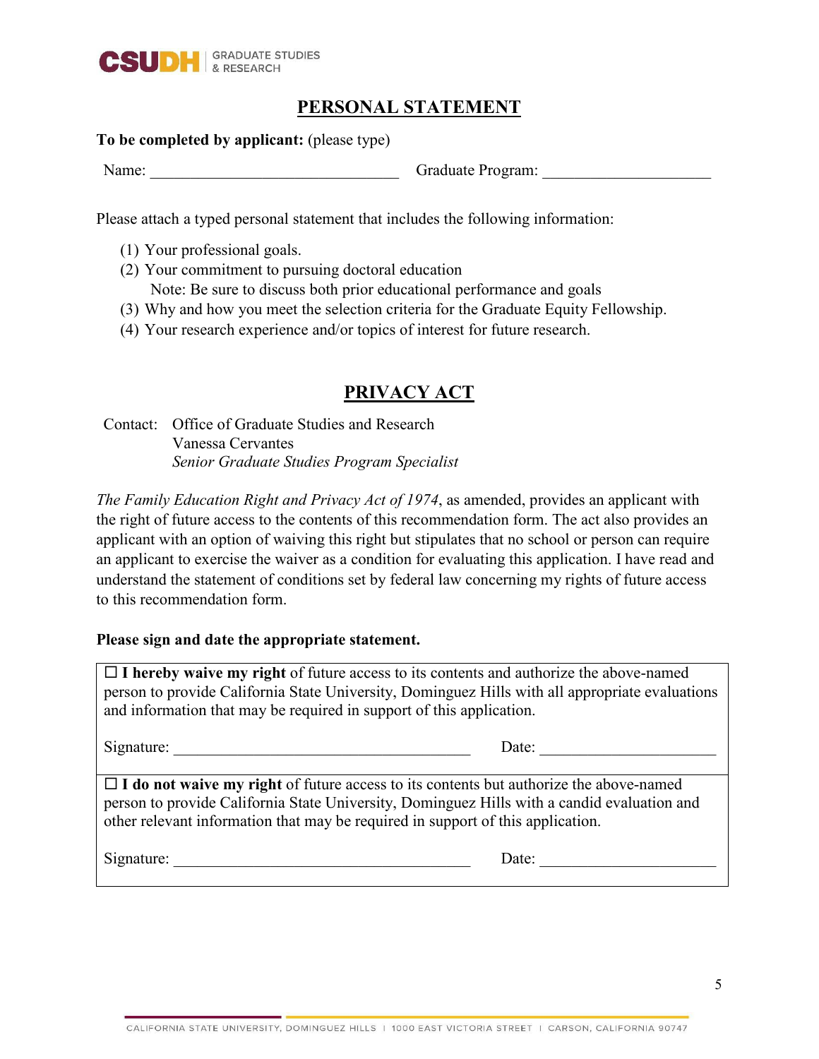# PERSONAL STATEMENT

**To be completed by applicant:** (please type)

Name: ______________________________ Graduate Program: ____________________

Please attach a typed personal statement that includes the following information:

1. Your professional goals.
2. Your commitment to pursuing doctoral education
   Note: Be sure to discuss both prior educational performance and goals
3. Why and how you meet the selection criteria for the Graduate Equity Fellowship.
4. Your research experience and/or topics of interest for future research.

# PRIVACY ACT

Contact: Office of Graduate Studies and Research
Vanessa Cervantes
*Senior Graduate Studies Program Specialist*

*The Family Education Right and Privacy Act of 1974*, as amended, provides an applicant with the right of future access to the contents of this recommendation form. The act also provides an applicant with an option of waiving this right but stipulates that no school or person can require an applicant to exercise the waiver as a condition for evaluating this application. I have read and understand the statement of conditions set by federal law concerning my rights of future access to this recommendation form.

**Please sign and date the appropriate statement.**

☐ **I hereby waive my right** of future access to its contents and authorize the above-named person to provide California State University, Dominguez Hills with all appropriate evaluations and information that may be required in support of this application.

Signature: ____________________________________ Date: ____________________

☐ **I do not waive my right** of future access to its contents but authorize the above-named person to provide California State University, Dominguez Hills with a candid evaluation and other relevant information that may be required in support of this application.

Signature: ____________________________________ Date: ____________________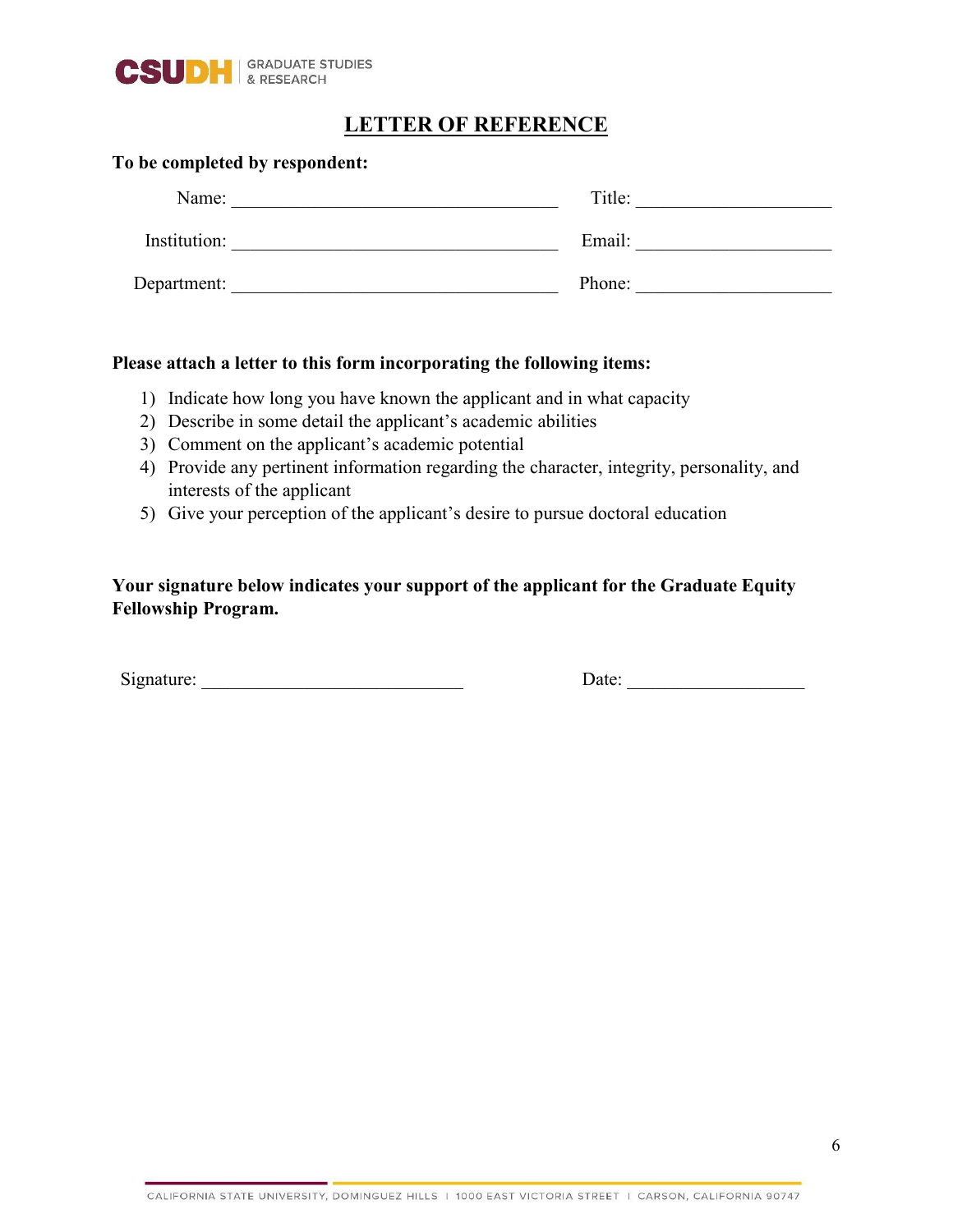CSUDH | GRADUATE STUDIES & RESEARCH

# LETTER OF REFERENCE

**To be completed by respondent:**

Name: ________________________________ Title: ____________________

Institution: ________________________________ Email: ____________________

Department: ________________________________ Phone: ____________________

**Please attach a letter to this form incorporating the following items:**

1) Indicate how long you have known the applicant and in what capacity
2) Describe in some detail the applicant's academic abilities
3) Comment on the applicant's academic potential
4) Provide any pertinent information regarding the character, integrity, personality, and interests of the applicant
5) Give your perception of the applicant's desire to pursue doctoral education

**Your signature below indicates your support of the applicant for the Graduate Equity Fellowship Program.**

Signature: ____________________________ Date: ____________________